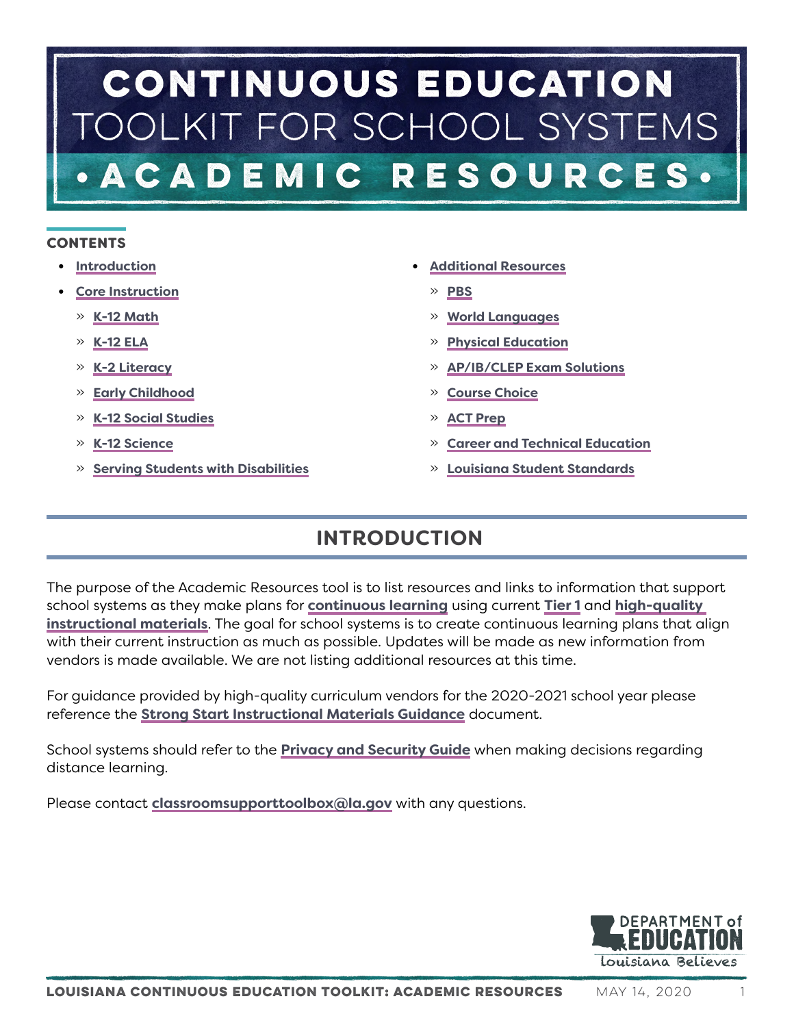# CONTINUOUS EDUCATION TOOLKIT FOR SCHOOL SYSTEMS

## • ACADEMIC RESOURCES •

### CONTENTS

- Introduction
- Core Instruction
  - K-12 Math
  - K-12 ELA
  - K-2 Literacy
  - Early Childhood
  - K-12 Social Studies
  - K-12 Science
  - Serving Students with Disabilities
- Additional Resources
  - PBS
  - World Languages
  - Physical Education
  - AP/IB/CLEP Exam Solutions
  - Course Choice
  - ACT Prep
  - Career and Technical Education
  - Louisiana Student Standards

## INTRODUCTION

The purpose of the Academic Resources tool is to list resources and links to information that support school systems as they make plans for **continuous learning** using current **Tier 1** and **high-quality instructional materials**. The goal for school systems is to create continuous learning plans that align with their current instruction as much as possible. Updates will be made as new information from vendors is made available. We are not listing additional resources at this time.

For guidance provided by high-quality curriculum vendors for the 2020-2021 school year please reference the **Strong Start Instructional Materials Guidance** document.

School systems should refer to the **Privacy and Security Guide** when making decisions regarding distance learning.

Please contact **classroomsupporttoolbox@la.gov** with any questions.

DEPARTMENT of EDUCATION
Louisiana Believes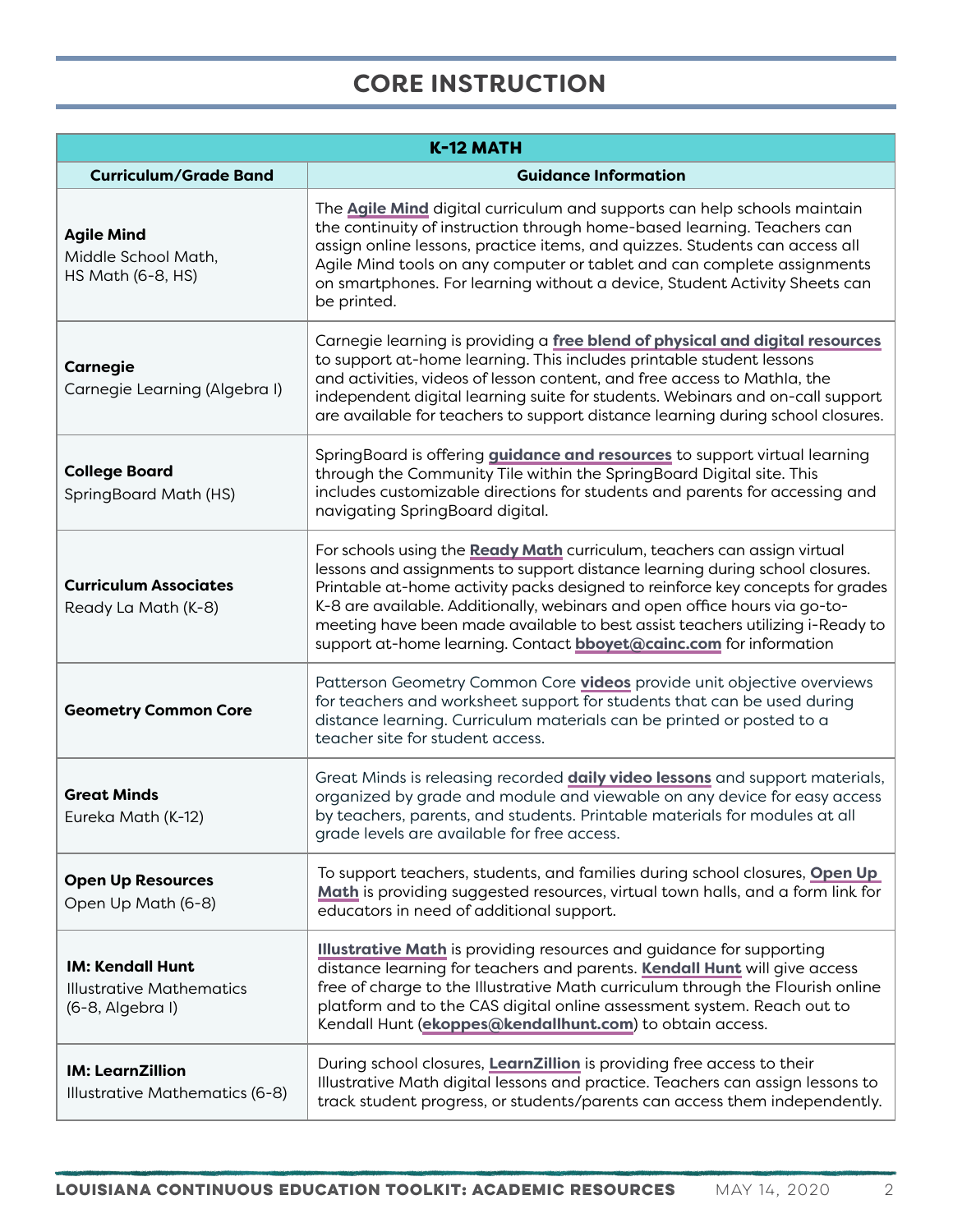# CORE INSTRUCTION

| K-12 MATH | |
|---|---|
| **Curriculum/Grade Band** | **Guidance Information** |
| **Agile Mind** Middle School Math, HS Math (6-8, HS) | The **Agile Mind** digital curriculum and supports can help schools maintain the continuity of instruction through home-based learning. Teachers can assign online lessons, practice items, and quizzes. Students can access all Agile Mind tools on any computer or tablet and can complete assignments on smartphones. For learning without a device, Student Activity Sheets can be printed. |
| **Carnegie** Carnegie Learning (Algebra I) | Carnegie learning is providing a **free blend of physical and digital resources** to support at-home learning. This includes printable student lessons and activities, videos of lesson content, and free access to Mathla, the independent digital learning suite for students. Webinars and on-call support are available for teachers to support distance learning during school closures. |
| **College Board** SpringBoard Math (HS) | SpringBoard is offering **guidance and resources** to support virtual learning through the Community Tile within the SpringBoard Digital site. This includes customizable directions for students and parents for accessing and navigating SpringBoard digital. |
| **Curriculum Associates** Ready La Math (K-8) | For schools using the **Ready Math** curriculum, teachers can assign virtual lessons and assignments to support distance learning during school closures. Printable at-home activity packs designed to reinforce key concepts for grades K-8 are available. Additionally, webinars and open office hours via go-to-meeting have been made available to best assist teachers utilizing i-Ready to support at-home learning. Contact **bboyet@cainc.com** for information |
| **Geometry Common Core** | Patterson Geometry Common Core **videos** provide unit objective overviews for teachers and worksheet support for students that can be used during distance learning. Curriculum materials can be printed or posted to a teacher site for student access. |
| **Great Minds** Eureka Math (K-12) | Great Minds is releasing recorded **daily video lessons** and support materials, organized by grade and module and viewable on any device for easy access by teachers, parents, and students. Printable materials for modules at all grade levels are available for free access. |
| **Open Up Resources** Open Up Math (6-8) | To support teachers, students, and families during school closures, **Open Up Math** is providing suggested resources, virtual town halls, and a form link for educators in need of additional support. |
| **IM: Kendall Hunt** Illustrative Mathematics (6-8, Algebra I) | **Illustrative Math** is providing resources and guidance for supporting distance learning for teachers and parents. **Kendall Hunt** will give access free of charge to the Illustrative Math curriculum through the Flourish online platform and to the CAS digital online assessment system. Reach out to Kendall Hunt (**ekoppes@kendallhunt.com**) to obtain access. |
| **IM: LearnZillion** Illustrative Mathematics (6-8) | During school closures, **LearnZillion** is providing free access to their Illustrative Math digital lessons and practice. Teachers can assign lessons to track student progress, or students/parents can access them independently. |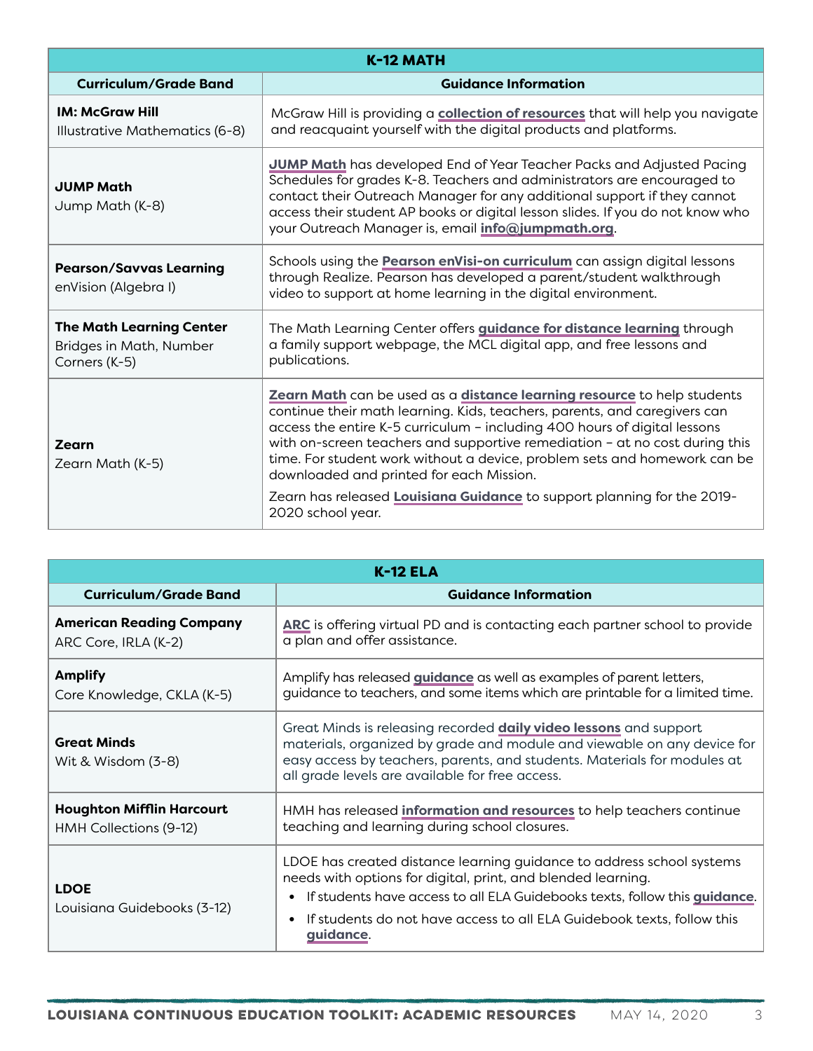| K-12 MATH | |
|---|---|
| **Curriculum/Grade Band** | **Guidance Information** |
| **IM: McGraw Hill** Illustrative Mathematics (6-8) | McGraw Hill is providing a **collection of resources** that will help you navigate and reacquaint yourself with the digital products and platforms. |
| **JUMP Math** Jump Math (K-8) | **JUMP Math** has developed End of Year Teacher Packs and Adjusted Pacing Schedules for grades K-8. Teachers and administrators are encouraged to contact their Outreach Manager for any additional support if they cannot access their student AP books or digital lesson slides. If you do not know who your Outreach Manager is, email **info@jumpmath.org**. |
| **Pearson/Savvas Learning** enVision (Algebra I) | Schools using the **Pearson enVisi-on curriculum** can assign digital lessons through Realize. Pearson has developed a parent/student walkthrough video to support at home learning in the digital environment. |
| **The Math Learning Center** Bridges in Math, Number Corners (K-5) | The Math Learning Center offers **guidance for distance learning** through a family support webpage, the MCL digital app, and free lessons and publications. |
| **Zearn** Zearn Math (K-5) | **Zearn Math** can be used as a **distance learning resource** to help students continue their math learning. Kids, teachers, parents, and caregivers can access the entire K-5 curriculum – including 400 hours of digital lessons with on-screen teachers and supportive remediation – at no cost during this time. For student work without a device, problem sets and homework can be downloaded and printed for each Mission. Zearn has released **Louisiana Guidance** to support planning for the 2019-2020 school year. |

| K-12 ELA | |
|---|---|
| **Curriculum/Grade Band** | **Guidance Information** |
| **American Reading Company** ARC Core, IRLA (K-2) | **ARC** is offering virtual PD and is contacting each partner school to provide a plan and offer assistance. |
| **Amplify** Core Knowledge, CKLA (K-5) | Amplify has released **guidance** as well as examples of parent letters, guidance to teachers, and some items which are printable for a limited time. |
| **Great Minds** Wit & Wisdom (3-8) | Great Minds is releasing recorded **daily video lessons** and support materials, organized by grade and module and viewable on any device for easy access by teachers, parents, and students. Materials for modules at all grade levels are available for free access. |
| **Houghton Mifflin Harcourt** HMH Collections (9-12) | HMH has released **information and resources** to help teachers continue teaching and learning during school closures. |
| **LDOE** Louisiana Guidebooks (3-12) | LDOE has created distance learning guidance to address school systems needs with options for digital, print, and blended learning. • If students have access to all ELA Guidebooks texts, follow this **guidance**. • If students do not have access to all ELA Guidebook texts, follow this **guidance**. |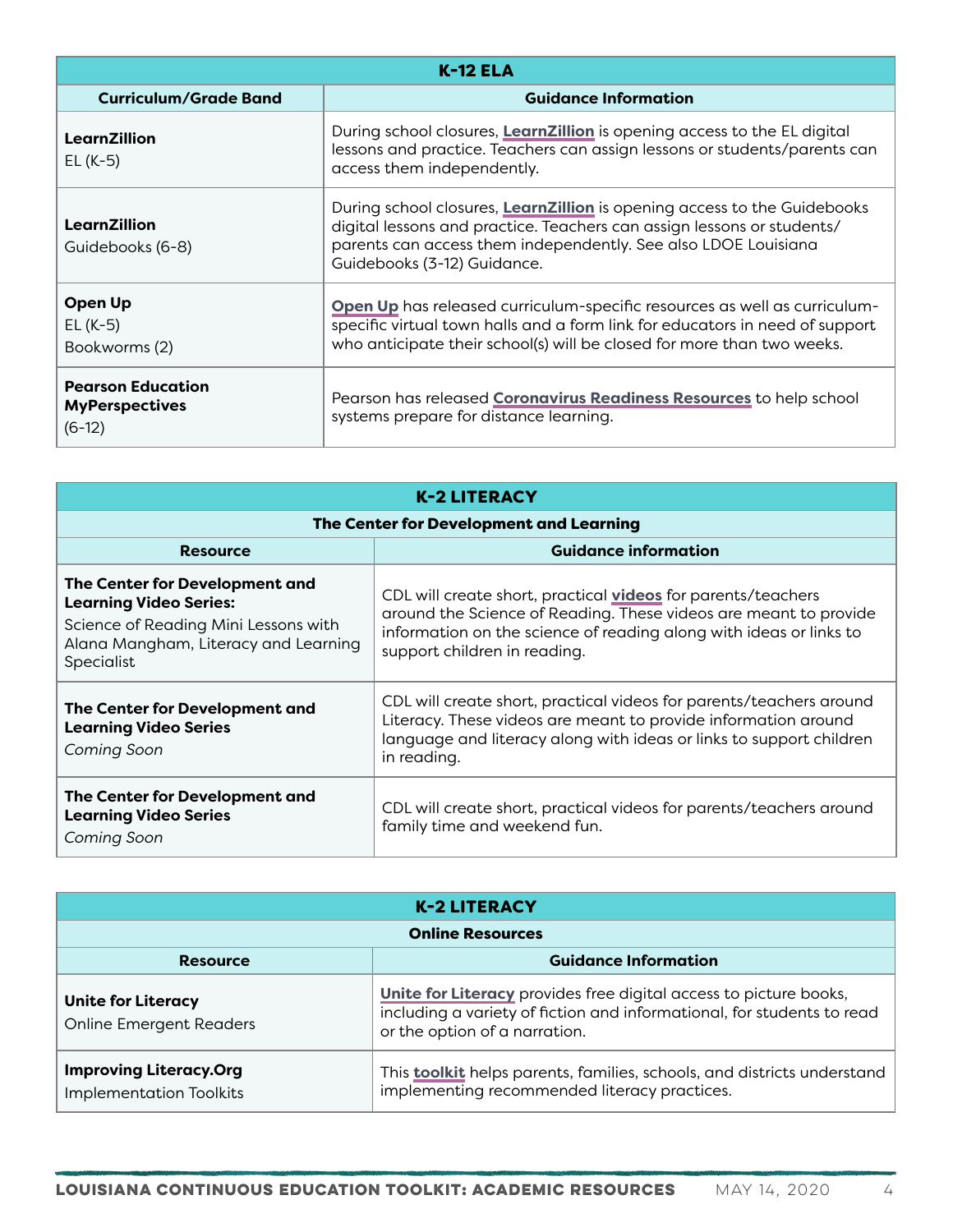| K-12 ELA | |
|---|---|
| **Curriculum/Grade Band** | **Guidance Information** |
| **LearnZillion**<br>EL (K-5) | During school closures, **LearnZillion** is opening access to the EL digital lessons and practice. Teachers can assign lessons or students/parents can access them independently. |
| **LearnZillion**<br>Guidebooks (6-8) | During school closures, **LearnZillion** is opening access to the Guidebooks digital lessons and practice. Teachers can assign lessons or students/parents can access them independently. See also LDOE Louisiana Guidebooks (3-12) Guidance. |
| **Open Up**<br>EL (K-5)<br>Bookworms (2) | **Open Up** has released curriculum-specific resources as well as curriculum-specific virtual town halls and a form link for educators in need of support who anticipate their school(s) will be closed for more than two weeks. |
| **Pearson Education MyPerspectives**<br>(6-12) | Pearson has released **Coronavirus Readiness Resources** to help school systems prepare for distance learning. |

| K-2 LITERACY<br>The Center for Development and Learning | |
|---|---|
| **Resource** | **Guidance information** |
| **The Center for Development and Learning Video Series:**<br>Science of Reading Mini Lessons with Alana Mangham, Literacy and Learning Specialist | CDL will create short, practical **videos** for parents/teachers around the Science of Reading. These videos are meant to provide information on the science of reading along with ideas or links to support children in reading. |
| **The Center for Development and Learning Video Series**<br>*Coming Soon* | CDL will create short, practical videos for parents/teachers around Literacy. These videos are meant to provide information around language and literacy along with ideas or links to support children in reading. |
| **The Center for Development and Learning Video Series**<br>*Coming Soon* | CDL will create short, practical videos for parents/teachers around family time and weekend fun. |

| K-2 LITERACY<br>Online Resources | |
|---|---|
| **Resource** | **Guidance Information** |
| **Unite for Literacy**<br>Online Emergent Readers | **Unite for Literacy** provides free digital access to picture books, including a variety of fiction and informational, for students to read or the option of a narration. |
| **Improving Literacy.Org**<br>Implementation Toolkits | This **toolkit** helps parents, families, schools, and districts understand implementing recommended literacy practices. |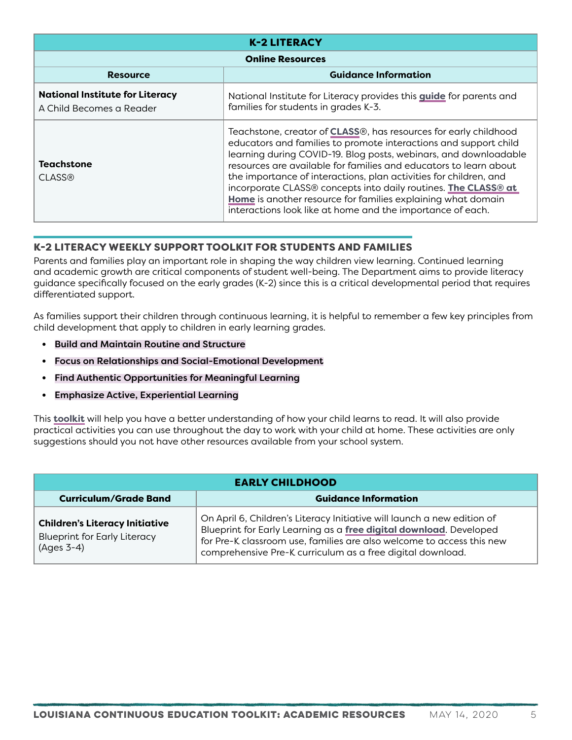| K-2 LITERACY | |
|---|---|
| **Online Resources** | |
| **Resource** | **Guidance Information** |
| **National Institute for Literacy** A Child Becomes a Reader | National Institute for Literacy provides this **guide** for parents and families for students in grades K-3. |
| **Teachstone** CLASS® | Teachstone, creator of **CLASS**®, has resources for early childhood educators and families to promote interactions and support child learning during COVID-19. Blog posts, webinars, and downloadable resources are available for families and educators to learn about the importance of interactions, plan activities for children, and incorporate CLASS® concepts into daily routines. **The CLASS® at Home** is another resource for families explaining what domain interactions look like at home and the importance of each. |

## K-2 LITERACY WEEKLY SUPPORT TOOLKIT FOR STUDENTS AND FAMILIES

Parents and families play an important role in shaping the way children view learning. Continued learning and academic growth are critical components of student well-being. The Department aims to provide literacy guidance specifically focused on the early grades (K-2) since this is a critical developmental period that requires differentiated support.

As families support their children through continuous learning, it is helpful to remember a few key principles from child development that apply to children in early learning grades.

- **Build and Maintain Routine and Structure**
- **Focus on Relationships and Social-Emotional Development**
- **Find Authentic Opportunities for Meaningful Learning**
- **Emphasize Active, Experiential Learning**

This **toolkit** will help you have a better understanding of how your child learns to read. It will also provide practical activities you can use throughout the day to work with your child at home. These activities are only suggestions should you not have other resources available from your school system.

| EARLY CHILDHOOD | |
|---|---|
| **Curriculum/Grade Band** | **Guidance Information** |
| **Children's Literacy Initiative** Blueprint for Early Literacy (Ages 3-4) | On April 6, Children's Literacy Initiative will launch a new edition of Blueprint for Early Learning as a **free digital download**. Developed for Pre-K classroom use, families are also welcome to access this new comprehensive Pre-K curriculum as a free digital download. |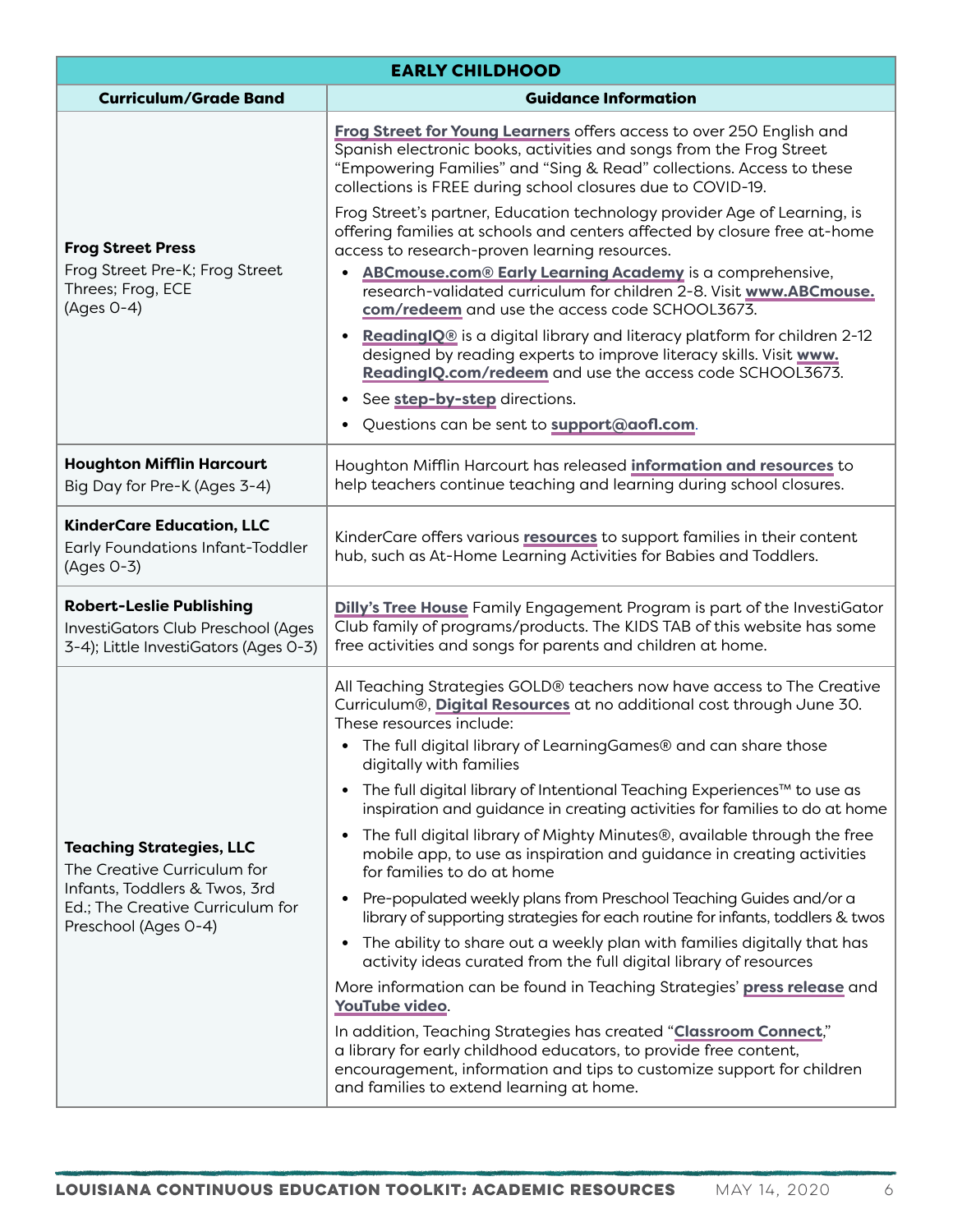| EARLY CHILDHOOD | |
|---|---|
| **Curriculum/Grade Band** | **Guidance Information** |
| **Frog Street Press**<br>Frog Street Pre-K; Frog Street Threes; Frog, ECE<br>(Ages 0-4) | **Frog Street for Young Learners** offers access to over 250 English and Spanish electronic books, activities and songs from the Frog Street "Empowering Families" and "Sing & Read" collections. Access to these collections is FREE during school closures due to COVID-19.<br>Frog Street's partner, Education technology provider Age of Learning, is offering families at schools and centers affected by closure free at-home access to research-proven learning resources.<br>• **ABCmouse.com® Early Learning Academy** is a comprehensive, research-validated curriculum for children 2-8. Visit **www.ABCmouse.com/redeem** and use the access code SCHOOL3673.<br>• **ReadingIQ®** is a digital library and literacy platform for children 2-12 designed by reading experts to improve literacy skills. Visit **www.ReadingIQ.com/redeem** and use the access code SCHOOL3673.<br>• See **step-by-step** directions.<br>• Questions can be sent to **support@aofl.com**. |
| **Houghton Mifflin Harcourt**<br>Big Day for Pre-K (Ages 3-4) | Houghton Mifflin Harcourt has released **information and resources** to help teachers continue teaching and learning during school closures. |
| **KinderCare Education, LLC**<br>Early Foundations Infant-Toddler (Ages 0-3) | KinderCare offers various **resources** to support families in their content hub, such as At-Home Learning Activities for Babies and Toddlers. |
| **Robert-Leslie Publishing**<br>InvestiGators Club Preschool (Ages 3-4); Little InvestiGators (Ages 0-3) | **Dilly's Tree House** Family Engagement Program is part of the InvestiGator Club family of programs/products. The KIDS TAB of this website has some free activities and songs for parents and children at home. |
| **Teaching Strategies, LLC**<br>The Creative Curriculum for Infants, Toddlers & Twos, 3rd Ed.; The Creative Curriculum for Preschool (Ages 0-4) | All Teaching Strategies GOLD® teachers now have access to The Creative Curriculum®, **Digital Resources** at no additional cost through June 30. These resources include:<br>• The full digital library of LearningGames® and can share those digitally with families<br>• The full digital library of Intentional Teaching Experiences™ to use as inspiration and guidance in creating activities for families to do at home<br>• The full digital library of Mighty Minutes®, available through the free mobile app, to use as inspiration and guidance in creating activities for families to do at home<br>• Pre-populated weekly plans from Preschool Teaching Guides and/or a library of supporting strategies for each routine for infants, toddlers & twos<br>• The ability to share out a weekly plan with families digitally that has activity ideas curated from the full digital library of resources<br>More information can be found in Teaching Strategies' **press release** and **YouTube video**.<br>In addition, Teaching Strategies has created "**Classroom Connect**," a library for early childhood educators, to provide free content, encouragement, information and tips to customize support for children and families to extend learning at home. |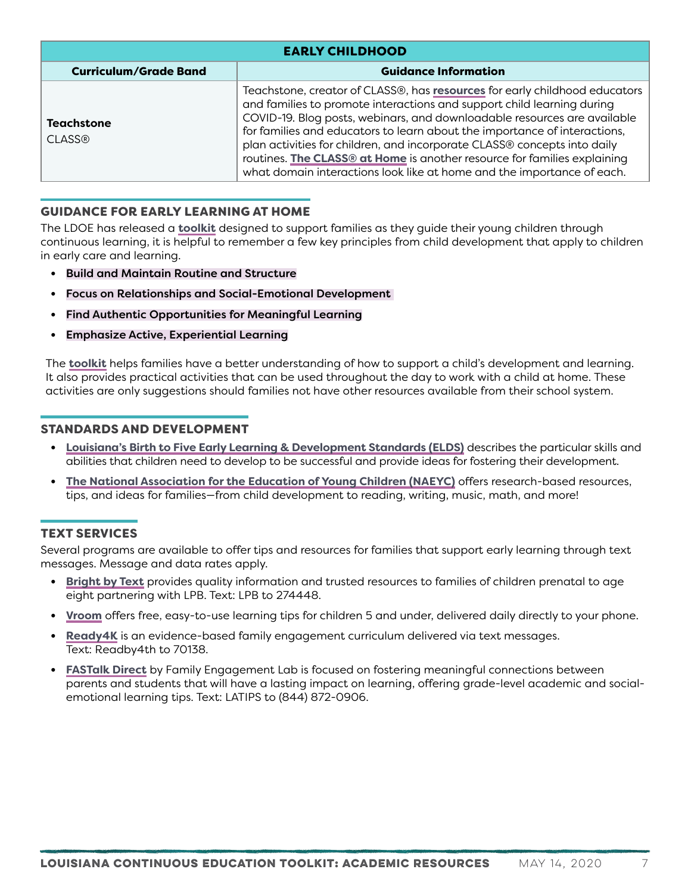| EARLY CHILDHOOD | |
|---|---|
| **Curriculum/Grade Band** | **Guidance Information** |
| **Teachstone** CLASS® | Teachstone, creator of CLASS®, has **resources** for early childhood educators and families to promote interactions and support child learning during COVID-19. Blog posts, webinars, and downloadable resources are available for families and educators to learn about the importance of interactions, plan activities for children, and incorporate CLASS® concepts into daily routines. **The CLASS® at Home** is another resource for families explaining what domain interactions look like at home and the importance of each. |

## GUIDANCE FOR EARLY LEARNING AT HOME

The LDOE has released a **toolkit** designed to support families as they guide their young children through continuous learning, it is helpful to remember a few key principles from child development that apply to children in early care and learning.

- **Build and Maintain Routine and Structure**
- **Focus on Relationships and Social-Emotional Development**
- **Find Authentic Opportunities for Meaningful Learning**
- **Emphasize Active, Experiential Learning**

The **toolkit** helps families have a better understanding of how to support a child's development and learning. It also provides practical activities that can be used throughout the day to work with a child at home. These activities are only suggestions should families not have other resources available from their school system.

## STANDARDS AND DEVELOPMENT

- **Louisiana's Birth to Five Early Learning & Development Standards (ELDS)** describes the particular skills and abilities that children need to develop to be successful and provide ideas for fostering their development.
- **The National Association for the Education of Young Children (NAEYC)** offers research-based resources, tips, and ideas for families—from child development to reading, writing, music, math, and more!

## TEXT SERVICES

Several programs are available to offer tips and resources for families that support early learning through text messages. Message and data rates apply.

- **Bright by Text** provides quality information and trusted resources to families of children prenatal to age eight partnering with LPB. Text: LPB to 274448.
- **Vroom** offers free, easy-to-use learning tips for children 5 and under, delivered daily directly to your phone.
- **Ready4K** is an evidence-based family engagement curriculum delivered via text messages. Text: Readby4th to 70138.
- **FASTalk Direct** by Family Engagement Lab is focused on fostering meaningful connections between parents and students that will have a lasting impact on learning, offering grade-level academic and social-emotional learning tips. Text: LATIPS to (844) 872-0906.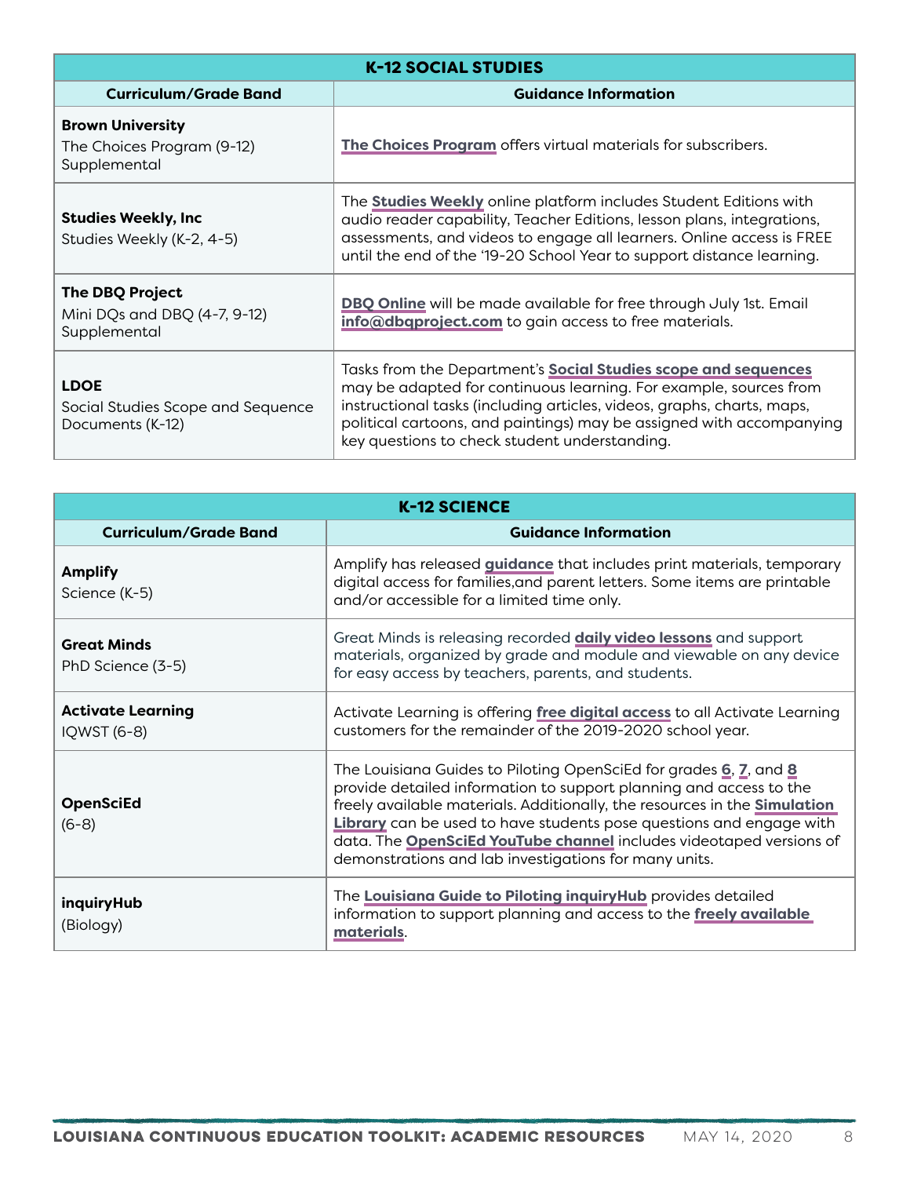| K-12 SOCIAL STUDIES | |
|---|---|
| **Curriculum/Grade Band** | **Guidance Information** |
| **Brown University**<br>The Choices Program (9-12) Supplemental | **The Choices Program** offers virtual materials for subscribers. |
| **Studies Weekly, Inc**<br>Studies Weekly (K-2, 4-5) | The **Studies Weekly** online platform includes Student Editions with audio reader capability, Teacher Editions, lesson plans, integrations, assessments, and videos to engage all learners. Online access is FREE until the end of the '19-20 School Year to support distance learning. |
| **The DBQ Project**<br>Mini DQs and DBQ (4-7, 9-12) Supplemental | **DBQ Online** will be made available for free through July 1st. Email **info@dbqproject.com** to gain access to free materials. |
| **LDOE**<br>Social Studies Scope and Sequence Documents (K-12) | Tasks from the Department's **Social Studies scope and sequences** may be adapted for continuous learning. For example, sources from instructional tasks (including articles, videos, graphs, charts, maps, political cartoons, and paintings) may be assigned with accompanying key questions to check student understanding. |

| K-12 SCIENCE | |
|---|---|
| **Curriculum/Grade Band** | **Guidance Information** |
| **Amplify**<br>Science (K-5) | Amplify has released **guidance** that includes print materials, temporary digital access for families,and parent letters. Some items are printable and/or accessible for a limited time only. |
| **Great Minds**<br>PhD Science (3-5) | Great Minds is releasing recorded **daily video lessons** and support materials, organized by grade and module and viewable on any device for easy access by teachers, parents, and students. |
| **Activate Learning**<br>IQWST (6-8) | Activate Learning is offering **free digital access** to all Activate Learning customers for the remainder of the 2019-2020 school year. |
| **OpenSciEd**<br>(6-8) | The Louisiana Guides to Piloting OpenSciEd for grades **6**, **7**, and **8** provide detailed information to support planning and access to the freely available materials. Additionally, the resources in the **Simulation Library** can be used to have students pose questions and engage with data. The **OpenSciEd YouTube channel** includes videotaped versions of demonstrations and lab investigations for many units. |
| **inquiryHub**<br>(Biology) | The **Louisiana Guide to Piloting inquiryHub** provides detailed information to support planning and access to the **freely available materials**. |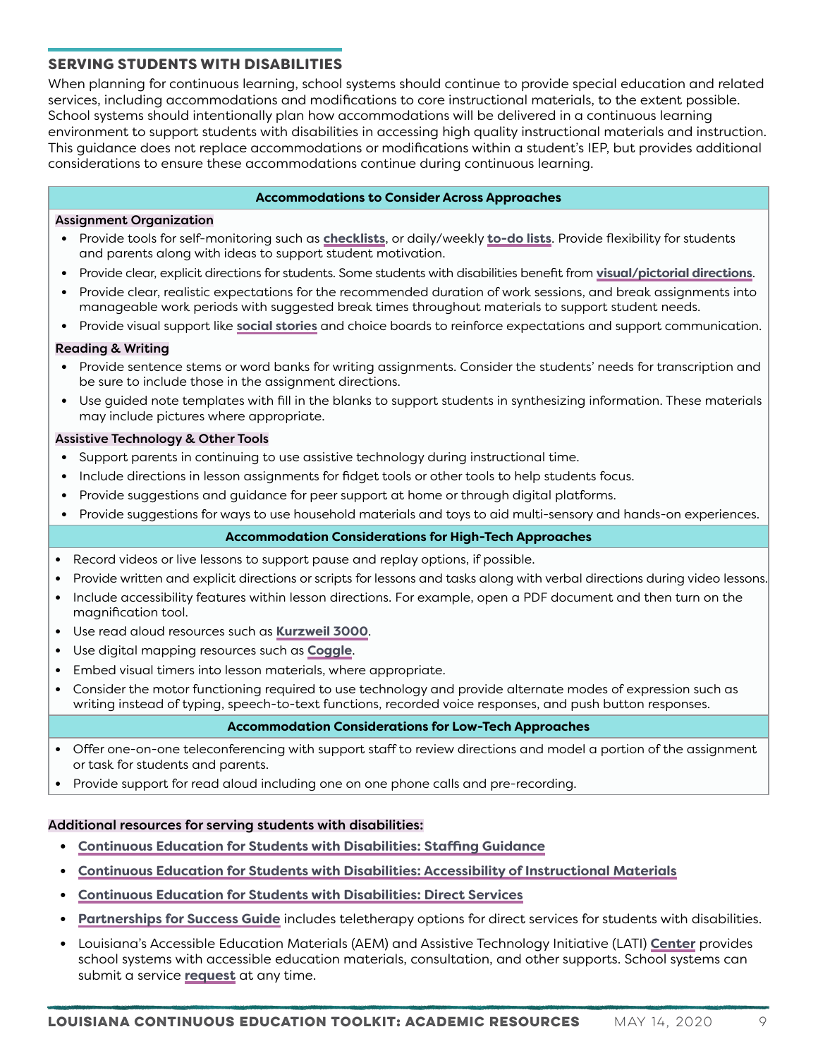## SERVING STUDENTS WITH DISABILITIES

When planning for continuous learning, school systems should continue to provide special education and related services, including accommodations and modifications to core instructional materials, to the extent possible. School systems should intentionally plan how accommodations will be delivered in a continuous learning environment to support students with disabilities in accessing high quality instructional materials and instruction. This guidance does not replace accommodations or modifications within a student's IEP, but provides additional considerations to ensure these accommodations continue during continuous learning.

### Accommodations to Consider Across Approaches

**Assignment Organization**

- Provide tools for self-monitoring such as **checklists**, or daily/weekly **to-do lists**. Provide flexibility for students and parents along with ideas to support student motivation.
- Provide clear, explicit directions for students. Some students with disabilities benefit from **visual/pictorial directions**.
- Provide clear, realistic expectations for the recommended duration of work sessions, and break assignments into manageable work periods with suggested break times throughout materials to support student needs.
- Provide visual support like **social stories** and choice boards to reinforce expectations and support communication.

**Reading & Writing**

- Provide sentence stems or word banks for writing assignments. Consider the students' needs for transcription and be sure to include those in the assignment directions.
- Use guided note templates with fill in the blanks to support students in synthesizing information. These materials may include pictures where appropriate.

**Assistive Technology & Other Tools**

- Support parents in continuing to use assistive technology during instructional time.
- Include directions in lesson assignments for fidget tools or other tools to help students focus.
- Provide suggestions and guidance for peer support at home or through digital platforms.
- Provide suggestions for ways to use household materials and toys to aid multi-sensory and hands-on experiences.

### Accommodation Considerations for High-Tech Approaches

- Record videos or live lessons to support pause and replay options, if possible.
- Provide written and explicit directions or scripts for lessons and tasks along with verbal directions during video lessons.
- Include accessibility features within lesson directions. For example, open a PDF document and then turn on the magnification tool.
- Use read aloud resources such as **Kurzweil 3000**.
- Use digital mapping resources such as **Coggle**.
- Embed visual timers into lesson materials, where appropriate.
- Consider the motor functioning required to use technology and provide alternate modes of expression such as writing instead of typing, speech-to-text functions, recorded voice responses, and push button responses.

### Accommodation Considerations for Low-Tech Approaches

- Offer one-on-one teleconferencing with support staff to review directions and model a portion of the assignment or task for students and parents.
- Provide support for read aloud including one on one phone calls and pre-recording.

**Additional resources for serving students with disabilities:**

- **Continuous Education for Students with Disabilities: Staffing Guidance**
- **Continuous Education for Students with Disabilities: Accessibility of Instructional Materials**
- **Continuous Education for Students with Disabilities: Direct Services**
- **Partnerships for Success Guide** includes teletherapy options for direct services for students with disabilities.
- Louisiana's Accessible Education Materials (AEM) and Assistive Technology Initiative (LATI) **Center** provides school systems with accessible education materials, consultation, and other supports. School systems can submit a service **request** at any time.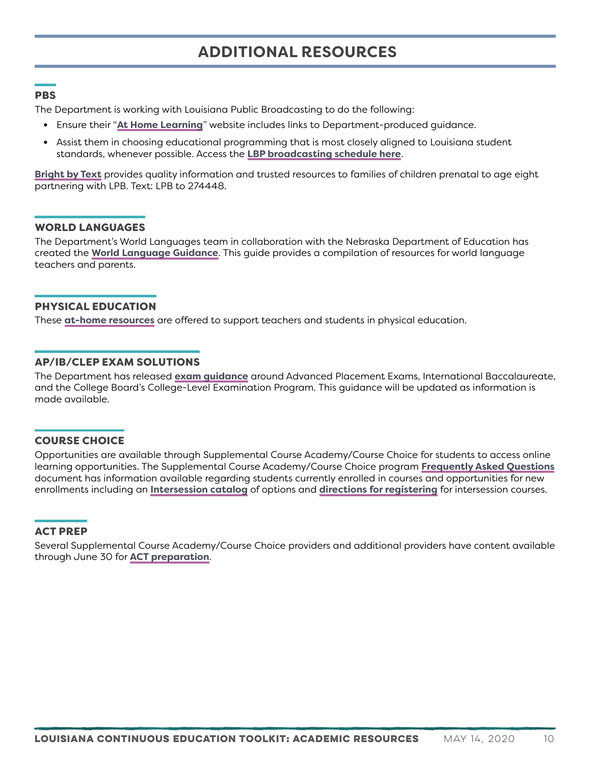# ADDITIONAL RESOURCES

## PBS

The Department is working with Louisiana Public Broadcasting to do the following:

- Ensure their "**At Home Learning**" website includes links to Department-produced guidance.
- Assist them in choosing educational programming that is most closely aligned to Louisiana student standards, whenever possible. Access the **LBP broadcasting schedule here**.

**Bright by Text** provides quality information and trusted resources to families of children prenatal to age eight partnering with LPB. Text: LPB to 274448.

## WORLD LANGUAGES

The Department's World Languages team in collaboration with the Nebraska Department of Education has created the **World Language Guidance**. This guide provides a compilation of resources for world language teachers and parents.

## PHYSICAL EDUCATION

These **at-home resources** are offered to support teachers and students in physical education.

## AP/IB/CLEP EXAM SOLUTIONS

The Department has released **exam guidance** around Advanced Placement Exams, International Baccalaureate, and the College Board's College-Level Examination Program. This guidance will be updated as information is made available.

## COURSE CHOICE

Opportunities are available through Supplemental Course Academy/Course Choice for students to access online learning opportunities. The Supplemental Course Academy/Course Choice program **Frequently Asked Questions** document has information available regarding students currently enrolled in courses and opportunities for new enrollments including an **Intersession catalog** of options and **directions for registering** for intersession courses.

## ACT PREP

Several Supplemental Course Academy/Course Choice providers and additional providers have content available through June 30 for **ACT preparation**.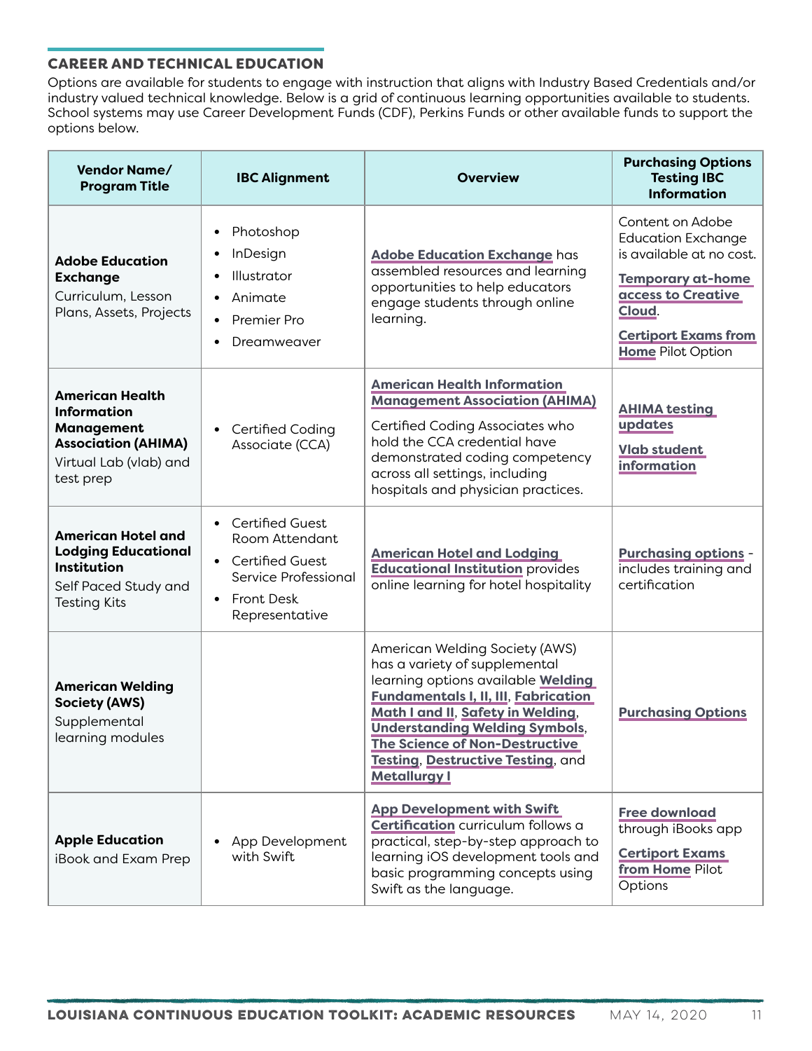## CAREER AND TECHNICAL EDUCATION

Options are available for students to engage with instruction that aligns with Industry Based Credentials and/or industry valued technical knowledge. Below is a grid of continuous learning opportunities available to students. School systems may use Career Development Funds (CDF), Perkins Funds or other available funds to support the options below.

| Vendor Name/ Program Title | IBC Alignment | Overview | Purchasing Options Testing IBC Information |
|---|---|---|---|
| **Adobe Education Exchange** Curriculum, Lesson Plans, Assets, Projects | • Photoshop<br>• InDesign<br>• Illustrator<br>• Animate<br>• Premier Pro<br>• Dreamweaver | **Adobe Education Exchange** has assembled resources and learning opportunities to help educators engage students through online learning. | Content on Adobe Education Exchange is available at no cost.<br>**Temporary at-home access to Creative Cloud**.<br>**Certiport Exams from Home** Pilot Option |
| **American Health Information Management Association (AHIMA)** Virtual Lab (vlab) and test prep | • Certified Coding Associate (CCA) | **American Health Information Management Association (AHIMA)**<br>Certified Coding Associates who hold the CCA credential have demonstrated coding competency across all settings, including hospitals and physician practices. | **AHIMA testing updates**<br>**Vlab student information** |
| **American Hotel and Lodging Educational Institution** Self Paced Study and Testing Kits | • Certified Guest Room Attendant<br>• Certified Guest Service Professional<br>• Front Desk Representative | **American Hotel and Lodging Educational Institution** provides online learning for hotel hospitality | **Purchasing options** - includes training and certification |
| **American Welding Society (AWS)** Supplemental learning modules | | American Welding Society (AWS) has a variety of supplemental learning options available **Welding Fundamentals I, II, III**, **Fabrication Math I and II**, **Safety in Welding**, **Understanding Welding Symbols**, **The Science of Non-Destructive Testing**, **Destructive Testing**, and **Metallurgy I** | **Purchasing Options** |
| **Apple Education** iBook and Exam Prep | • App Development with Swift | **App Development with Swift Certification** curriculum follows a practical, step-by-step approach to learning iOS development tools and basic programming concepts using Swift as the language. | **Free download** through iBooks app<br>**Certiport Exams from Home** Pilot Options |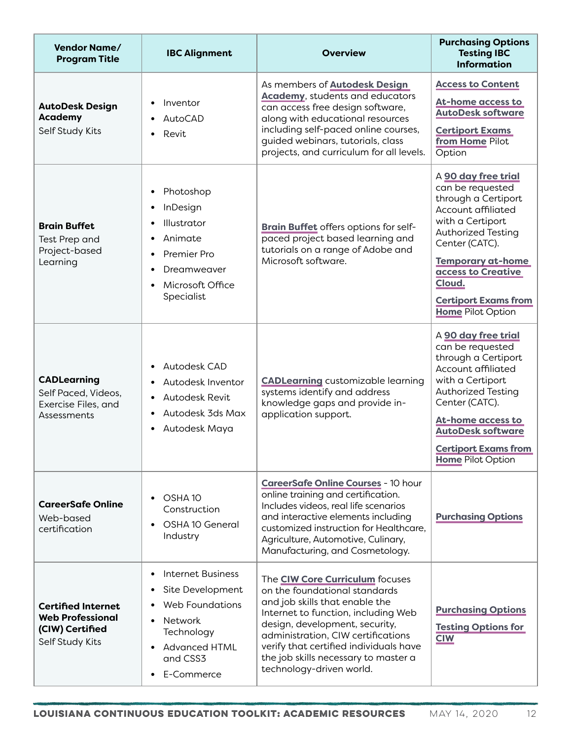| Vendor Name/ Program Title | IBC Alignment | Overview | Purchasing Options Testing IBC Information |
|---|---|---|---|
| **AutoDesk Design Academy** Self Study Kits | • Inventor<br>• AutoCAD<br>• Revit | As members of **Autodesk Design Academy**, students and educators can access free design software, along with educational resources including self-paced online courses, guided webinars, tutorials, class projects, and curriculum for all levels. | **Access to Content**<br><br>**At-home access to AutoDesk software**<br><br>**Certiport Exams from Home** Pilot Option |
| **Brain Buffet** Test Prep and Project-based Learning | • Photoshop<br>• InDesign<br>• Illustrator<br>• Animate<br>• Premier Pro<br>• Dreamweaver<br>• Microsoft Office Specialist | **Brain Buffet** offers options for self-paced project based learning and tutorials on a range of Adobe and Microsoft software. | A **90 day free trial** can be requested through a Certiport Account affiliated with a Certiport Authorized Testing Center (CATC).<br><br>**Temporary at-home access to Creative Cloud.**<br><br>**Certiport Exams from Home** Pilot Option |
| **CADLearning** Self Paced, Videos, Exercise Files, and Assessments | • Autodesk CAD<br>• Autodesk Inventor<br>• Autodesk Revit<br>• Autodesk 3ds Max<br>• Autodesk Maya | **CADLearning** customizable learning systems identify and address knowledge gaps and provide in-application support. | A **90 day free trial** can be requested through a Certiport Account affiliated with a Certiport Authorized Testing Center (CATC).<br><br>**At-home access to AutoDesk software**<br><br>**Certiport Exams from Home** Pilot Option |
| **CareerSafe Online** Web-based certification | • OSHA 10 Construction<br>• OSHA 10 General Industry | **CareerSafe Online Courses** - 10 hour online training and certification. Includes videos, real life scenarios and interactive elements including customized instruction for Healthcare, Agriculture, Automotive, Culinary, Manufacturing, and Cosmetology. | **Purchasing Options** |
| **Certified Internet Web Professional (CIW) Certified** Self Study Kits | • Internet Business<br>• Site Development<br>• Web Foundations<br>• Network Technology<br>• Advanced HTML and CSS3<br>• E-Commerce | The **CIW Core Curriculum** focuses on the foundational standards and job skills that enable the Internet to function, including Web design, development, security, administration, CIW certifications verify that certified individuals have the job skills necessary to master a technology-driven world. | **Purchasing Options**<br><br>**Testing Options for CIW** |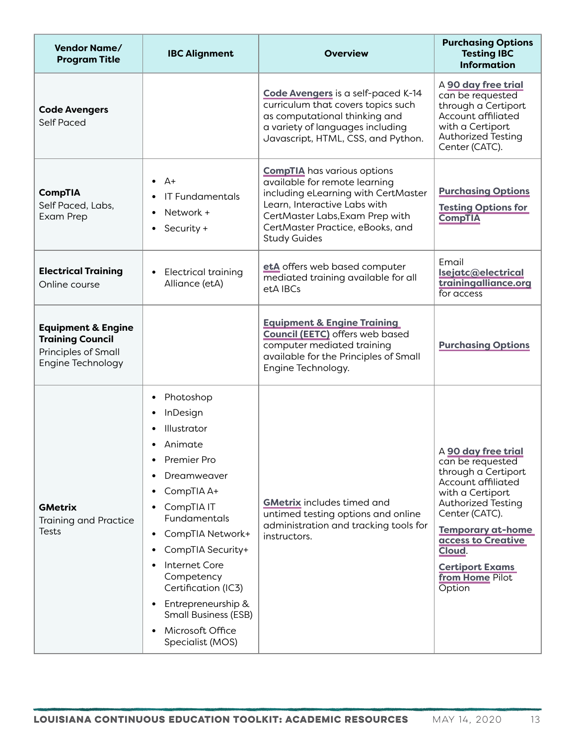| Vendor Name/ Program Title | IBC Alignment | Overview | Purchasing Options Testing IBC Information |
|---|---|---|---|
| **Code Avengers** Self Paced | | **Code Avengers** is a self-paced K-14 curriculum that covers topics such as computational thinking and a variety of languages including Javascript, HTML, CSS, and Python. | A **90 day free trial** can be requested through a Certiport Account affiliated with a Certiport Authorized Testing Center (CATC). |
| **CompTIA** Self Paced, Labs, Exam Prep | • A+<br>• IT Fundamentals<br>• Network +<br>• Security + | **CompTIA** has various options available for remote learning including eLearning with CertMaster Learn, Interactive Labs with CertMaster Labs,Exam Prep with CertMaster Practice, eBooks, and Study Guides | **Purchasing Options**<br>**Testing Options for CompTIA** |
| **Electrical Training** Online course | • Electrical training Alliance (etA) | **etA** offers web based computer mediated training available for all etA IBCs | Email **lsejatc@electricaltrainingalliance.org** for access |
| **Equipment & Engine Training Council** Principles of Small Engine Technology | | **Equipment & Engine Training Council (EETC)** offers web based computer mediated training available for the Principles of Small Engine Technology. | **Purchasing Options** |
| **GMetrix** Training and Practice Tests | • Photoshop<br>• InDesign<br>• Illustrator<br>• Animate<br>• Premier Pro<br>• Dreamweaver<br>• CompTIA A+<br>• CompTIA IT Fundamentals<br>• CompTIA Network+<br>• CompTIA Security+<br>• Internet Core Competency Certification (IC3)<br>• Entrepreneurship & Small Business (ESB)<br>• Microsoft Office Specialist (MOS) | **GMetrix** includes timed and untimed testing options and online administration and tracking tools for instructors. | A **90 day free trial** can be requested through a Certiport Account affiliated with a Certiport Authorized Testing Center (CATC).<br>**Temporary at-home access to Creative Cloud**.<br>**Certiport Exams from Home** Pilot Option |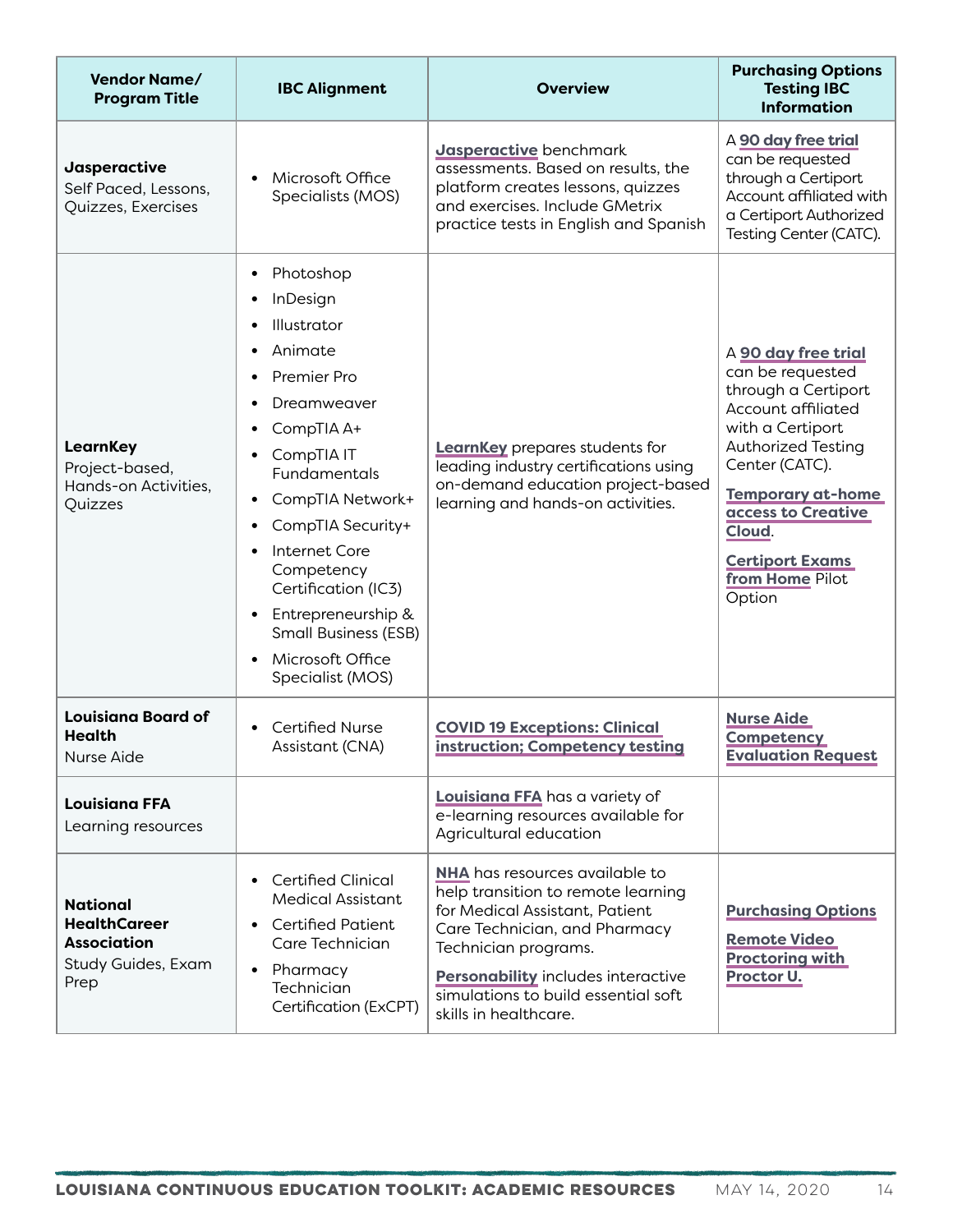| Vendor Name/ Program Title | IBC Alignment | Overview | Purchasing Options Testing IBC Information |
|---|---|---|---|
| **Jasperactive** Self Paced, Lessons, Quizzes, Exercises | • Microsoft Office Specialists (MOS) | **Jasperactive** benchmark assessments. Based on results, the platform creates lessons, quizzes and exercises. Include GMetrix practice tests in English and Spanish | A **90 day free trial** can be requested through a Certiport Account affiliated with a Certiport Authorized Testing Center (CATC). |
| **LearnKey** Project-based, Hands-on Activities, Quizzes | • Photoshop<br>• InDesign<br>• Illustrator<br>• Animate<br>• Premier Pro<br>• Dreamweaver<br>• CompTIA A+<br>• CompTIA IT Fundamentals<br>• CompTIA Network+<br>• CompTIA Security+<br>• Internet Core Competency Certification (IC3)<br>• Entrepreneurship & Small Business (ESB)<br>• Microsoft Office Specialist (MOS) | **LearnKey** prepares students for leading industry certifications using on-demand education project-based learning and hands-on activities. | A **90 day free trial** can be requested through a Certiport Account affiliated with a Certiport Authorized Testing Center (CATC).<br><br>**Temporary at-home access to Creative Cloud**.<br><br>**Certiport Exams from Home** Pilot Option |
| **Louisiana Board of Health** Nurse Aide | • Certified Nurse Assistant (CNA) | **COVID 19 Exceptions: Clinical instruction; Competency testing** | **Nurse Aide Competency Evaluation Request** |
| **Louisiana FFA** Learning resources | | **Louisiana FFA** has a variety of e-learning resources available for Agricultural education | |
| **National HealthCareer Association** Study Guides, Exam Prep | • Certified Clinical Medical Assistant<br>• Certified Patient Care Technician<br>• Pharmacy Technician Certification (ExCPT) | **NHA** has resources available to help transition to remote learning for Medical Assistant, Patient Care Technician, and Pharmacy Technician programs.<br><br>**Personability** includes interactive simulations to build essential soft skills in healthcare. | **Purchasing Options**<br><br>**Remote Video Proctoring with Proctor U.** |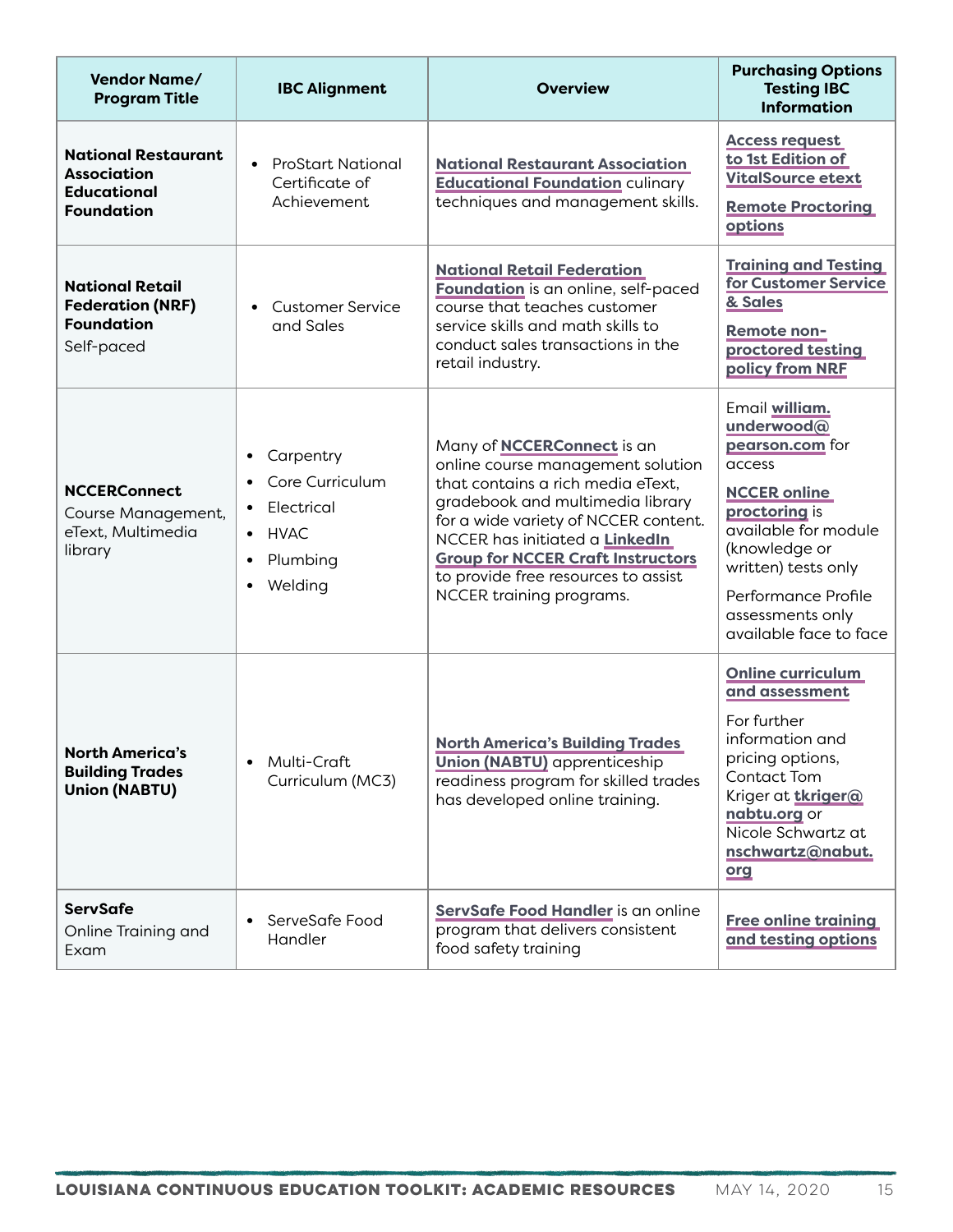| Vendor Name/ Program Title | IBC Alignment | Overview | Purchasing Options Testing IBC Information |
|---|---|---|---|
| **National Restaurant Association Educational Foundation** | • ProStart National Certificate of Achievement | **National Restaurant Association Educational Foundation** culinary techniques and management skills. | **Access request to 1st Edition of VitalSource etext**<br><br>**Remote Proctoring options** |
| **National Retail Federation (NRF) Foundation**<br>Self-paced | • Customer Service and Sales | **National Retail Federation Foundation** is an online, self-paced course that teaches customer service skills and math skills to conduct sales transactions in the retail industry. | **Training and Testing for Customer Service & Sales**<br><br>**Remote non-proctored testing policy from NRF** |
| **NCCERConnect**<br>Course Management, eText, Multimedia library | • Carpentry<br>• Core Curriculum<br>• Electrical<br>• HVAC<br>• Plumbing<br>• Welding | Many of **NCCERConnect** is an online course management solution that contains a rich media eText, gradebook and multimedia library for a wide variety of NCCER content. NCCER has initiated a **LinkedIn Group for NCCER Craft Instructors** to provide free resources to assist NCCER training programs. | Email **william.underwood@pearson.com** for access<br><br>**NCCER online proctoring** is available for module (knowledge or written) tests only<br><br>Performance Profile assessments only available face to face |
| **North America's Building Trades Union (NABTU)** | • Multi-Craft Curriculum (MC3) | **North America's Building Trades Union (NABTU)** apprenticeship readiness program for skilled trades has developed online training. | **Online curriculum and assessment**<br><br>For further information and pricing options, Contact Tom Kriger at **tkriger@nabtu.org** or Nicole Schwartz at **nschwartz@nabut.org** |
| **ServSafe**<br>Online Training and Exam | • ServeSafe Food Handler | **ServSafe Food Handler** is an online program that delivers consistent food safety training | **Free online training and testing options** |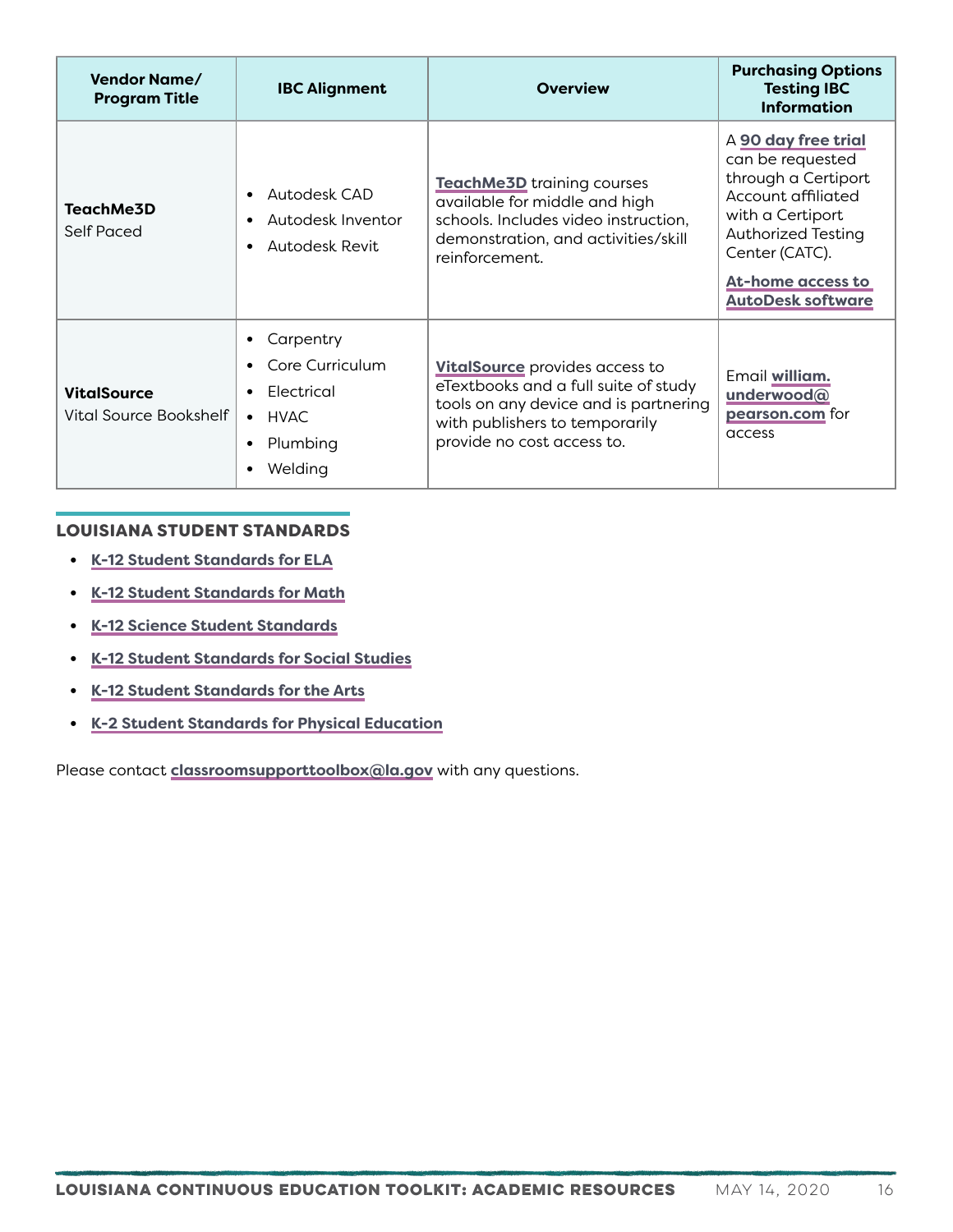| Vendor Name/ Program Title | IBC Alignment | Overview | Purchasing Options Testing IBC Information |
|---|---|---|---|
| **TeachMe3D** Self Paced | • Autodesk CAD<br>• Autodesk Inventor<br>• Autodesk Revit | **TeachMe3D** training courses available for middle and high schools. Includes video instruction, demonstration, and activities/skill reinforcement. | A **90 day free trial** can be requested through a Certiport Account affiliated with a Certiport Authorized Testing Center (CATC).<br>**At-home access to AutoDesk software** |
| **VitalSource** Vital Source Bookshelf | • Carpentry<br>• Core Curriculum<br>• Electrical<br>• HVAC<br>• Plumbing<br>• Welding | **VitalSource** provides access to eTextbooks and a full suite of study tools on any device and is partnering with publishers to temporarily provide no cost access to. | Email **william.underwood@pearson.com** for access |

## LOUISIANA STUDENT STANDARDS

- **K-12 Student Standards for ELA**
- **K-12 Student Standards for Math**
- **K-12 Science Student Standards**
- **K-12 Student Standards for Social Studies**
- **K-12 Student Standards for the Arts**
- **K-2 Student Standards for Physical Education**

Please contact **classroomsupporttoolbox@la.gov** with any questions.